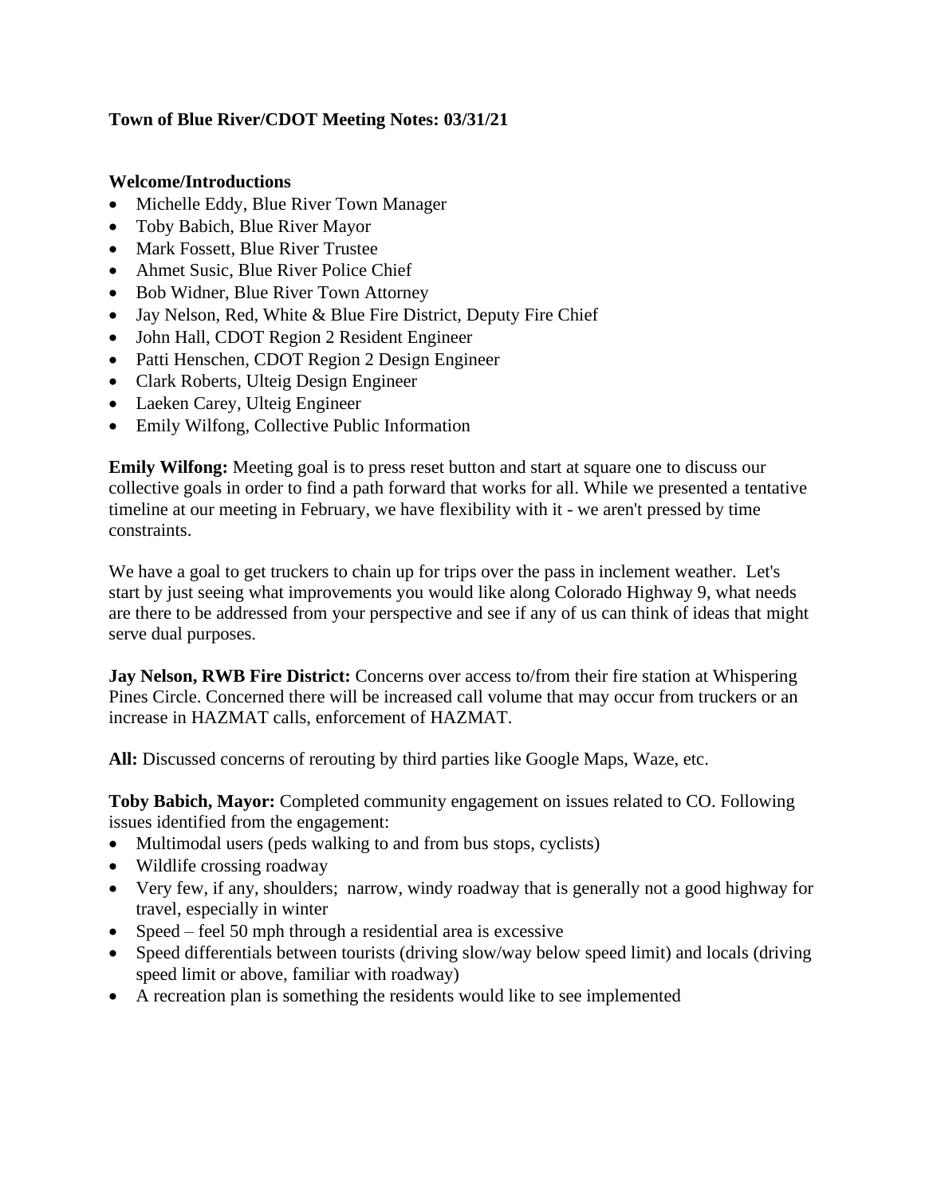**Town of Blue River/CDOT Meeting Notes: 03/31/21**

**Welcome/Introductions**

- Michelle Eddy, Blue River Town Manager
- Toby Babich, Blue River Mayor
- Mark Fossett, Blue River Trustee
- Ahmet Susic, Blue River Police Chief
- Bob Widner, Blue River Town Attorney
- Jay Nelson, Red, White & Blue Fire District, Deputy Fire Chief
- John Hall, CDOT Region 2 Resident Engineer
- Patti Henschen, CDOT Region 2 Design Engineer
- Clark Roberts, Ulteig Design Engineer
- Laeken Carey, Ulteig Engineer
- Emily Wilfong, Collective Public Information

**Emily Wilfong:** Meeting goal is to press reset button and start at square one to discuss our collective goals in order to find a path forward that works for all. While we presented a tentative timeline at our meeting in February, we have flexibility with it - we aren't pressed by time constraints.

We have a goal to get truckers to chain up for trips over the pass in inclement weather. Let's start by just seeing what improvements you would like along Colorado Highway 9, what needs are there to be addressed from your perspective and see if any of us can think of ideas that might serve dual purposes.

**Jay Nelson, RWB Fire District:** Concerns over access to/from their fire station at Whispering Pines Circle. Concerned there will be increased call volume that may occur from truckers or an increase in HAZMAT calls, enforcement of HAZMAT.

**All:** Discussed concerns of rerouting by third parties like Google Maps, Waze, etc.

**Toby Babich, Mayor:** Completed community engagement on issues related to CO. Following issues identified from the engagement:

- Multimodal users (peds walking to and from bus stops, cyclists)
- Wildlife crossing roadway
- Very few, if any, shoulders; narrow, windy roadway that is generally not a good highway for travel, especially in winter
- Speed – feel 50 mph through a residential area is excessive
- Speed differentials between tourists (driving slow/way below speed limit) and locals (driving speed limit or above, familiar with roadway)
- A recreation plan is something the residents would like to see implemented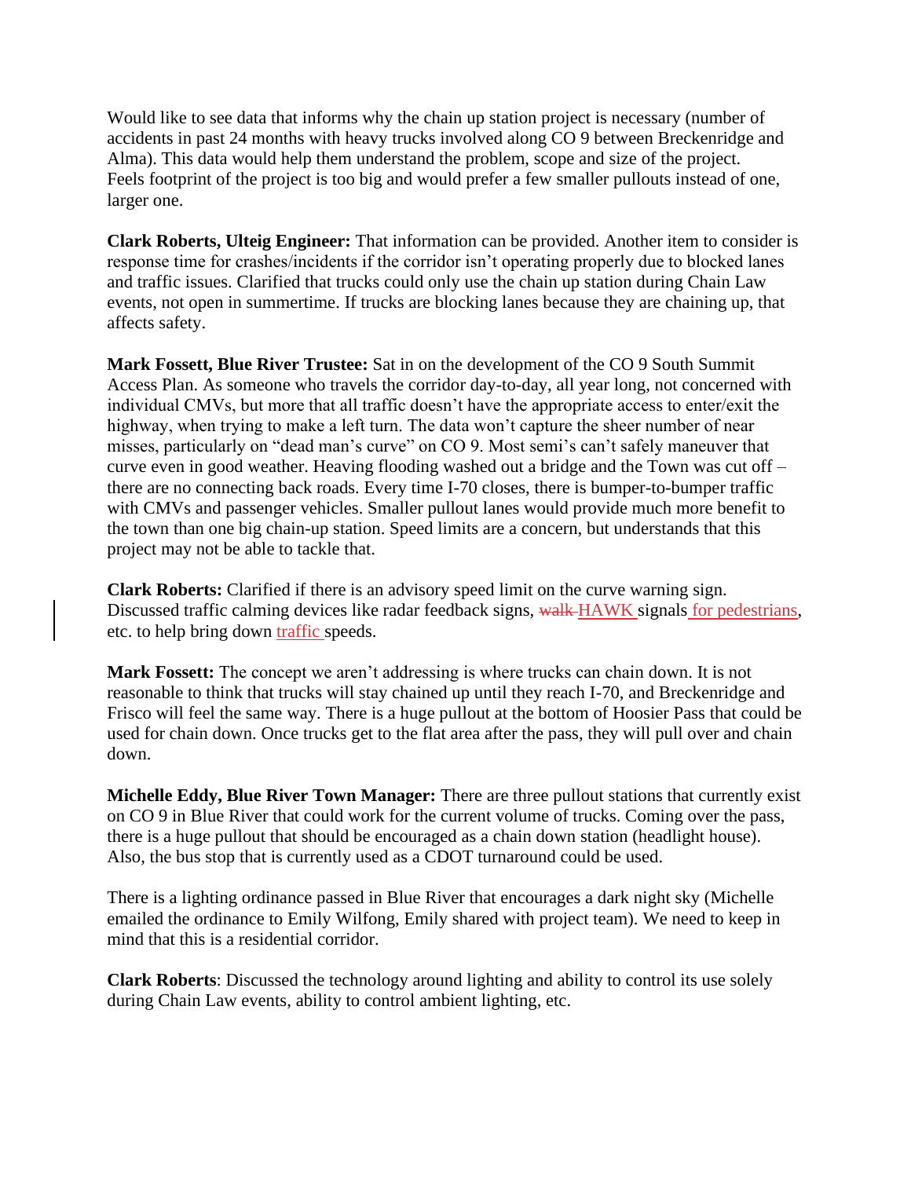Would like to see data that informs why the chain up station project is necessary (number of accidents in past 24 months with heavy trucks involved along CO 9 between Breckenridge and Alma). This data would help them understand the problem, scope and size of the project. Feels footprint of the project is too big and would prefer a few smaller pullouts instead of one, larger one.

**Clark Roberts, Ulteig Engineer:** That information can be provided. Another item to consider is response time for crashes/incidents if the corridor isn't operating properly due to blocked lanes and traffic issues. Clarified that trucks could only use the chain up station during Chain Law events, not open in summertime. If trucks are blocking lanes because they are chaining up, that affects safety.

**Mark Fossett, Blue River Trustee:** Sat in on the development of the CO 9 South Summit Access Plan. As someone who travels the corridor day-to-day, all year long, not concerned with individual CMVs, but more that all traffic doesn't have the appropriate access to enter/exit the highway, when trying to make a left turn. The data won't capture the sheer number of near misses, particularly on "dead man's curve" on CO 9. Most semi's can't safely maneuver that curve even in good weather. Heaving flooding washed out a bridge and the Town was cut off – there are no connecting back roads. Every time I-70 closes, there is bumper-to-bumper traffic with CMVs and passenger vehicles. Smaller pullout lanes would provide much more benefit to the town than one big chain-up station. Speed limits are a concern, but understands that this project may not be able to tackle that.

**Clark Roberts:** Clarified if there is an advisory speed limit on the curve warning sign. Discussed traffic calming devices like radar feedback signs, ~~walk~~ HAWK signals for pedestrians, etc. to help bring down traffic speeds.

**Mark Fossett:** The concept we aren't addressing is where trucks can chain down. It is not reasonable to think that trucks will stay chained up until they reach I-70, and Breckenridge and Frisco will feel the same way. There is a huge pullout at the bottom of Hoosier Pass that could be used for chain down. Once trucks get to the flat area after the pass, they will pull over and chain down.

**Michelle Eddy, Blue River Town Manager:** There are three pullout stations that currently exist on CO 9 in Blue River that could work for the current volume of trucks. Coming over the pass, there is a huge pullout that should be encouraged as a chain down station (headlight house). Also, the bus stop that is currently used as a CDOT turnaround could be used.

There is a lighting ordinance passed in Blue River that encourages a dark night sky (Michelle emailed the ordinance to Emily Wilfong, Emily shared with project team). We need to keep in mind that this is a residential corridor.

**Clark Roberts**: Discussed the technology around lighting and ability to control its use solely during Chain Law events, ability to control ambient lighting, etc.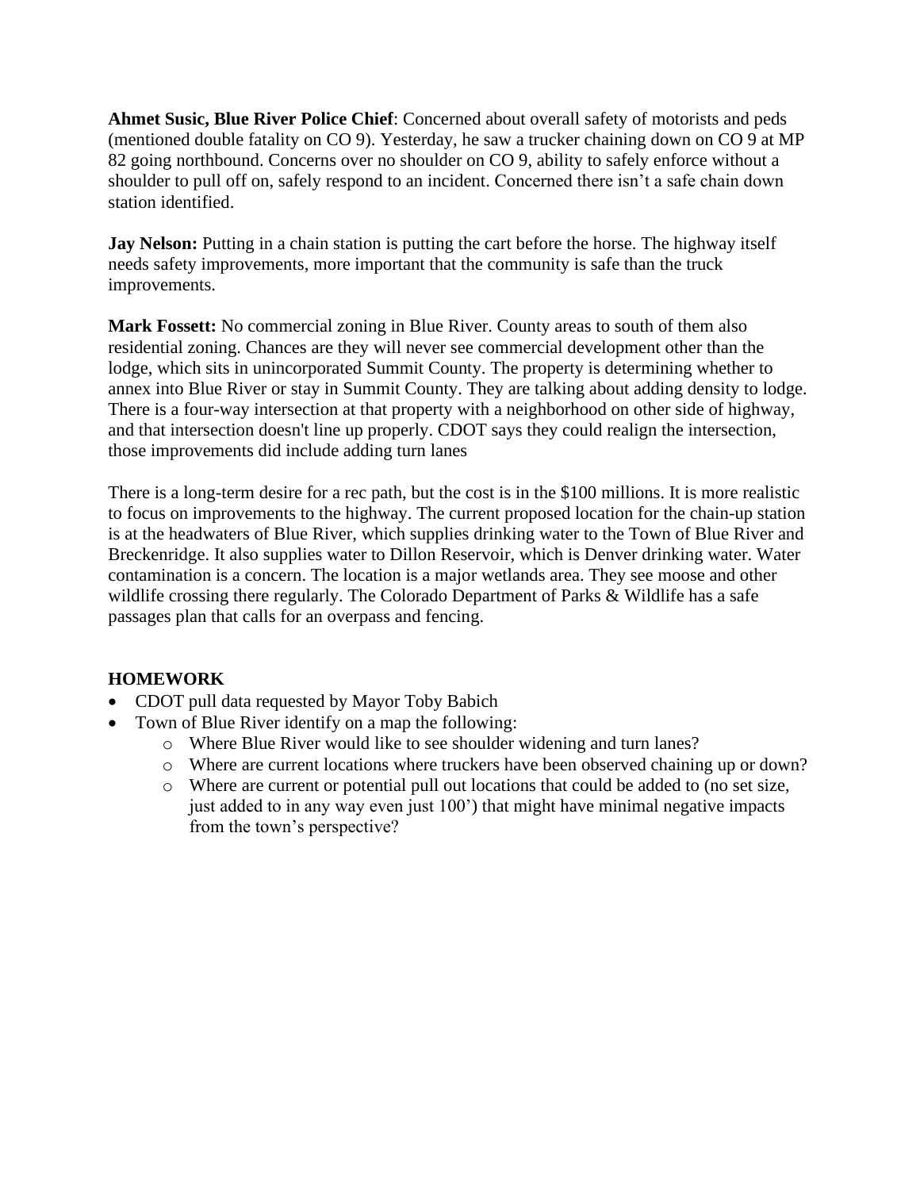**Ahmet Susic, Blue River Police Chief**: Concerned about overall safety of motorists and peds (mentioned double fatality on CO 9). Yesterday, he saw a trucker chaining down on CO 9 at MP 82 going northbound. Concerns over no shoulder on CO 9, ability to safely enforce without a shoulder to pull off on, safely respond to an incident. Concerned there isn't a safe chain down station identified.

**Jay Nelson:** Putting in a chain station is putting the cart before the horse. The highway itself needs safety improvements, more important that the community is safe than the truck improvements.

**Mark Fossett:** No commercial zoning in Blue River. County areas to south of them also residential zoning. Chances are they will never see commercial development other than the lodge, which sits in unincorporated Summit County. The property is determining whether to annex into Blue River or stay in Summit County. They are talking about adding density to lodge. There is a four-way intersection at that property with a neighborhood on other side of highway, and that intersection doesn't line up properly. CDOT says they could realign the intersection, those improvements did include adding turn lanes

There is a long-term desire for a rec path, but the cost is in the $100 millions. It is more realistic to focus on improvements to the highway. The current proposed location for the chain-up station is at the headwaters of Blue River, which supplies drinking water to the Town of Blue River and Breckenridge. It also supplies water to Dillon Reservoir, which is Denver drinking water. Water contamination is a concern. The location is a major wetlands area. They see moose and other wildlife crossing there regularly. The Colorado Department of Parks & Wildlife has a safe passages plan that calls for an overpass and fencing.

**HOMEWORK**

- CDOT pull data requested by Mayor Toby Babich
- Town of Blue River identify on a map the following:
  - Where Blue River would like to see shoulder widening and turn lanes?
  - Where are current locations where truckers have been observed chaining up or down?
  - Where are current or potential pull out locations that could be added to (no set size, just added to in any way even just 100') that might have minimal negative impacts from the town's perspective?